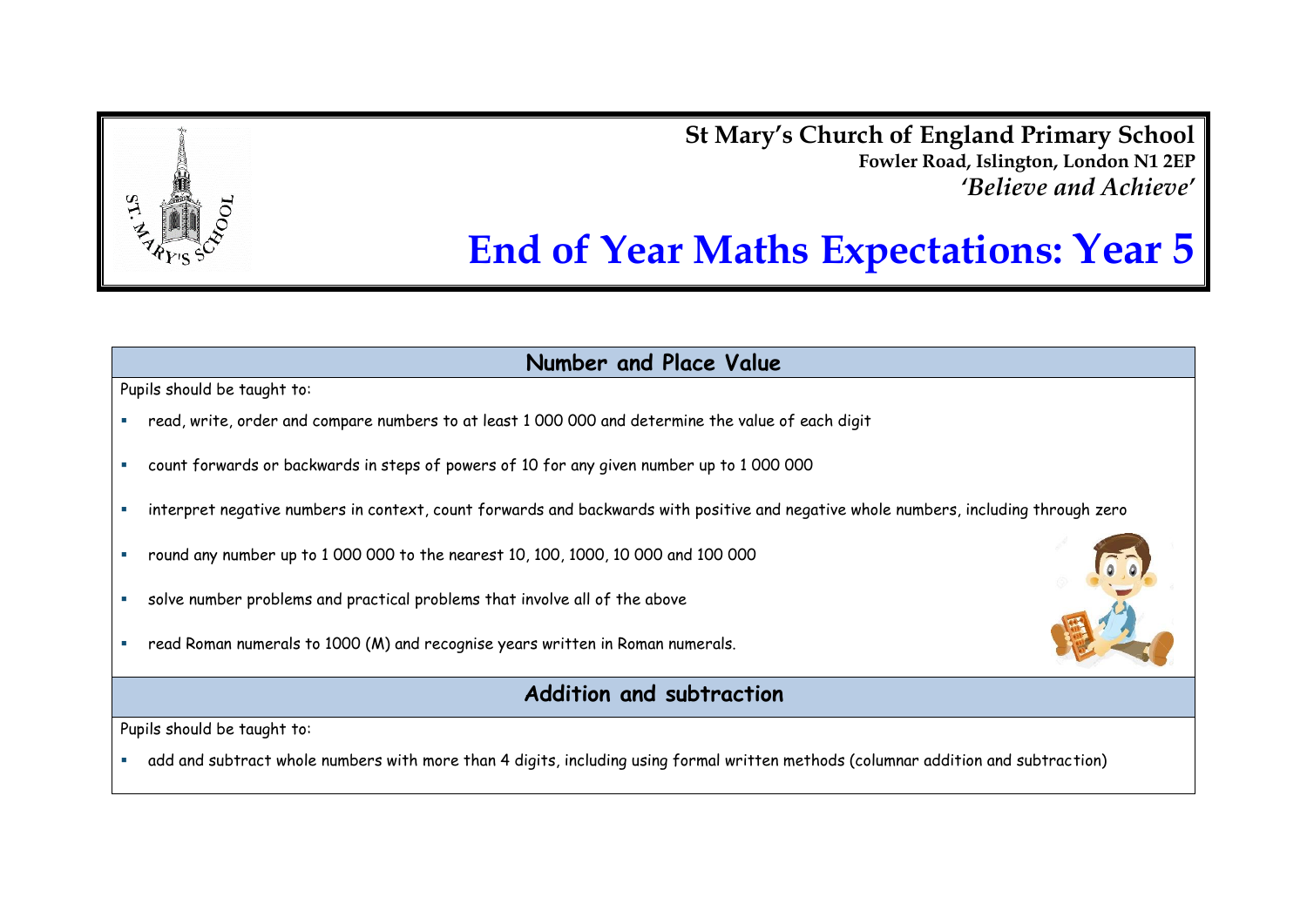**St Mary's Church of England Primary School**
**Fowler Road, Islington, London N1 2EP**
***'Believe and Achieve'***

# End of Year Maths Expectations: Year 5

## Number and Place Value

Pupils should be taught to:

- read, write, order and compare numbers to at least 1 000 000 and determine the value of each digit
- count forwards or backwards in steps of powers of 10 for any given number up to 1 000 000
- interpret negative numbers in context, count forwards and backwards with positive and negative whole numbers, including through zero
- round any number up to 1 000 000 to the nearest 10, 100, 1000, 10 000 and 100 000
- solve number problems and practical problems that involve all of the above
- read Roman numerals to 1000 (M) and recognise years written in Roman numerals.

## Addition and subtraction

Pupils should be taught to:

- add and subtract whole numbers with more than 4 digits, including using formal written methods (columnar addition and subtraction)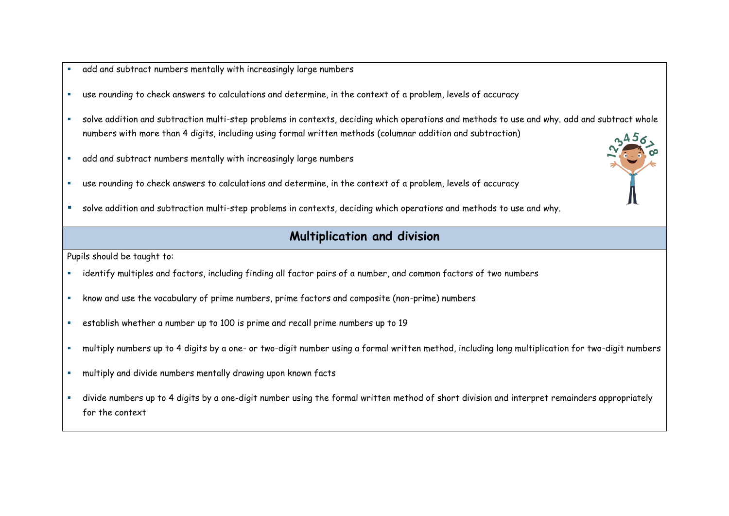- add and subtract numbers mentally with increasingly large numbers
- use rounding to check answers to calculations and determine, in the context of a problem, levels of accuracy
- solve addition and subtraction multi-step problems in contexts, deciding which operations and methods to use and why. add and subtract whole numbers with more than 4 digits, including using formal written methods (columnar addition and subtraction)
- add and subtract numbers mentally with increasingly large numbers
- use rounding to check answers to calculations and determine, in the context of a problem, levels of accuracy
- solve addition and subtraction multi-step problems in contexts, deciding which operations and methods to use and why.

## Multiplication and division

Pupils should be taught to:

- identify multiples and factors, including finding all factor pairs of a number, and common factors of two numbers
- know and use the vocabulary of prime numbers, prime factors and composite (non-prime) numbers
- establish whether a number up to 100 is prime and recall prime numbers up to 19
- multiply numbers up to 4 digits by a one- or two-digit number using a formal written method, including long multiplication for two-digit numbers
- multiply and divide numbers mentally drawing upon known facts
- divide numbers up to 4 digits by a one-digit number using the formal written method of short division and interpret remainders appropriately for the context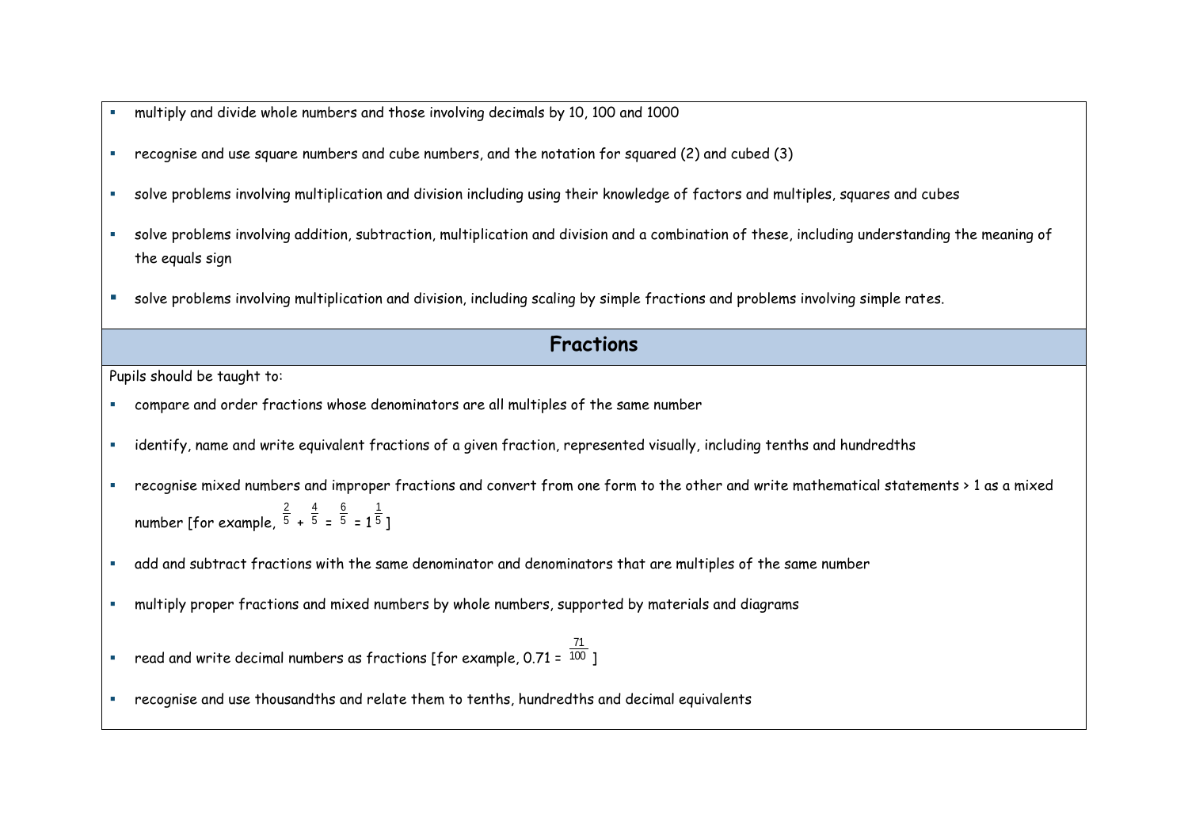- multiply and divide whole numbers and those involving decimals by 10, 100 and 1000
- recognise and use square numbers and cube numbers, and the notation for squared (2) and cubed (3)
- solve problems involving multiplication and division including using their knowledge of factors and multiples, squares and cubes
- solve problems involving addition, subtraction, multiplication and division and a combination of these, including understanding the meaning of the equals sign
- solve problems involving multiplication and division, including scaling by simple fractions and problems involving simple rates.

## Fractions

Pupils should be taught to:

- compare and order fractions whose denominators are all multiples of the same number
- identify, name and write equivalent fractions of a given fraction, represented visually, including tenths and hundredths
- recognise mixed numbers and improper fractions and convert from one form to the other and write mathematical statements > 1 as a mixed number [for example, $\frac{2}{5} + \frac{4}{5} = \frac{6}{5} = 1\frac{1}{5}$]
- add and subtract fractions with the same denominator and denominators that are multiples of the same number
- multiply proper fractions and mixed numbers by whole numbers, supported by materials and diagrams
- read and write decimal numbers as fractions [for example, $0.71 = \frac{71}{100}$]
- recognise and use thousandths and relate them to tenths, hundredths and decimal equivalents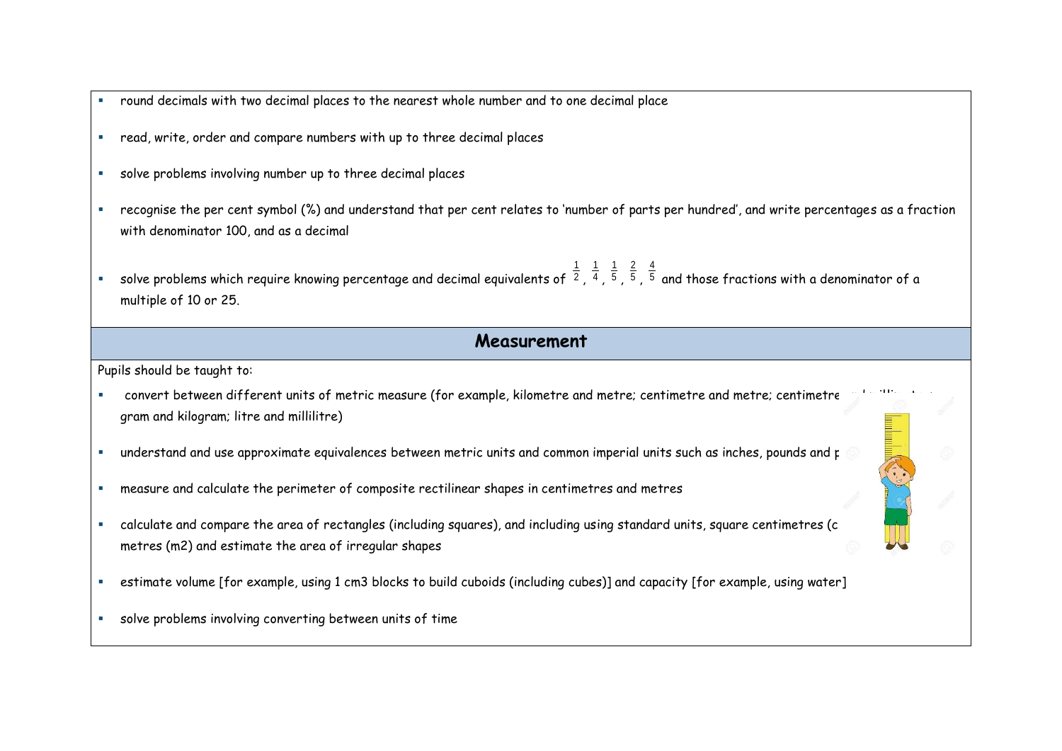- round decimals with two decimal places to the nearest whole number and to one decimal place
- read, write, order and compare numbers with up to three decimal places
- solve problems involving number up to three decimal places
- recognise the per cent symbol (%) and understand that per cent relates to 'number of parts per hundred', and write percentages as a fraction with denominator 100, and as a decimal
- solve problems which require knowing percentage and decimal equivalents of $\frac{1}{2}$, $\frac{1}{4}$, $\frac{1}{5}$, $\frac{2}{5}$, $\frac{4}{5}$ and those fractions with a denominator of a multiple of 10 or 25.

## Measurement

Pupils should be taught to:

- convert between different units of metric measure (for example, kilometre and metre; centimetre and metre; centimetre and millimetre; gram and kilogram; litre and millilitre)
- understand and use approximate equivalences between metric units and common imperial units such as inches, pounds and p
- measure and calculate the perimeter of composite rectilinear shapes in centimetres and metres
- calculate and compare the area of rectangles (including squares), and including using standard units, square centimetres (c metres (m2) and estimate the area of irregular shapes
- estimate volume [for example, using 1 cm3 blocks to build cuboids (including cubes)] and capacity [for example, using water]
- solve problems involving converting between units of time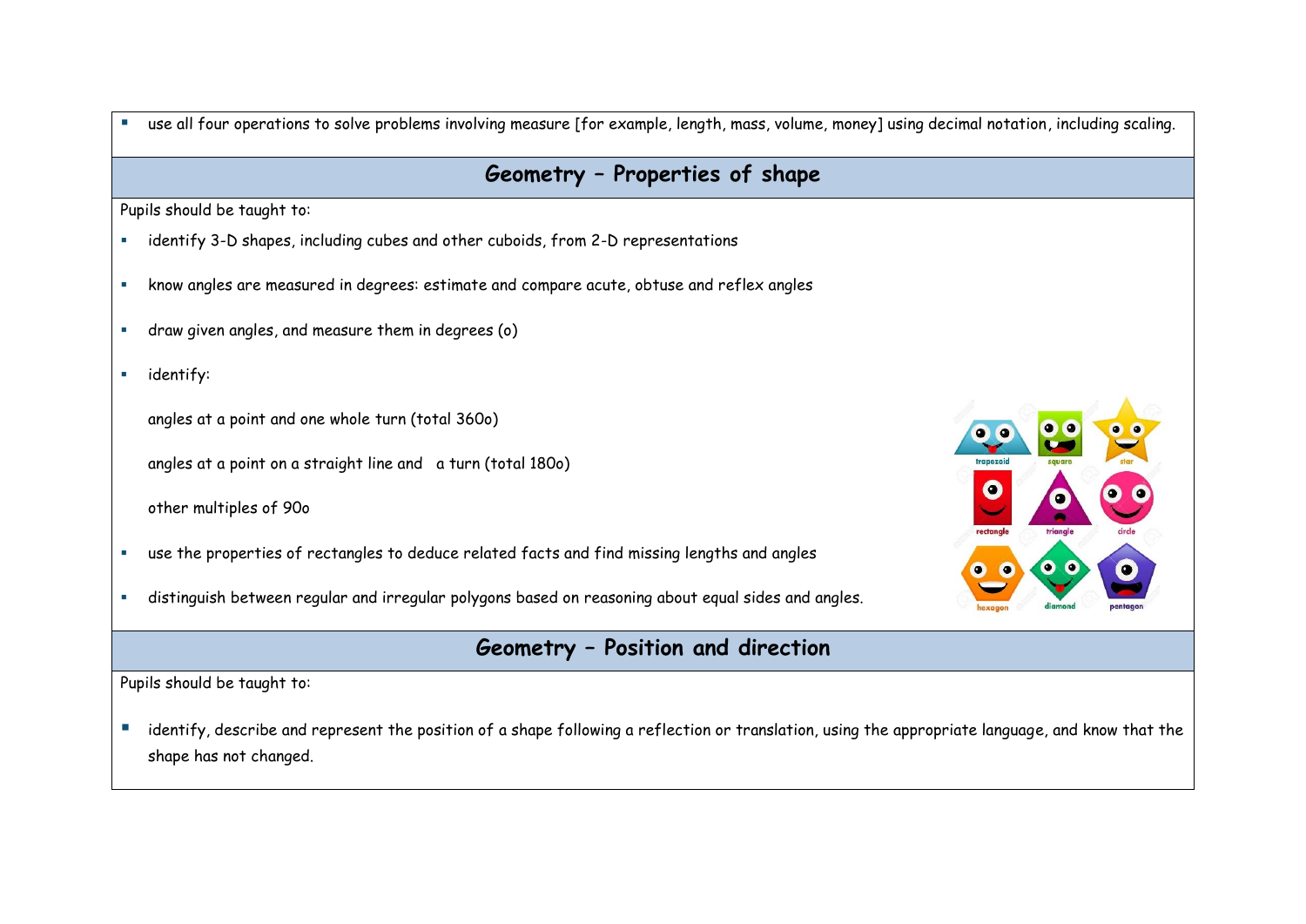- use all four operations to solve problems involving measure [for example, length, mass, volume, money] using decimal notation, including scaling.

## Geometry – Properties of shape

Pupils should be taught to:

- identify 3-D shapes, including cubes and other cuboids, from 2-D representations
- know angles are measured in degrees: estimate and compare acute, obtuse and reflex angles
- draw given angles, and measure them in degrees (o)
- identify:

  angles at a point and one whole turn (total 360o)

  angles at a point on a straight line and a turn (total 180o)

  other multiples of 90o

- use the properties of rectangles to deduce related facts and find missing lengths and angles
- distinguish between regular and irregular polygons based on reasoning about equal sides and angles.

## Geometry – Position and direction

Pupils should be taught to:

- identify, describe and represent the position of a shape following a reflection or translation, using the appropriate language, and know that the shape has not changed.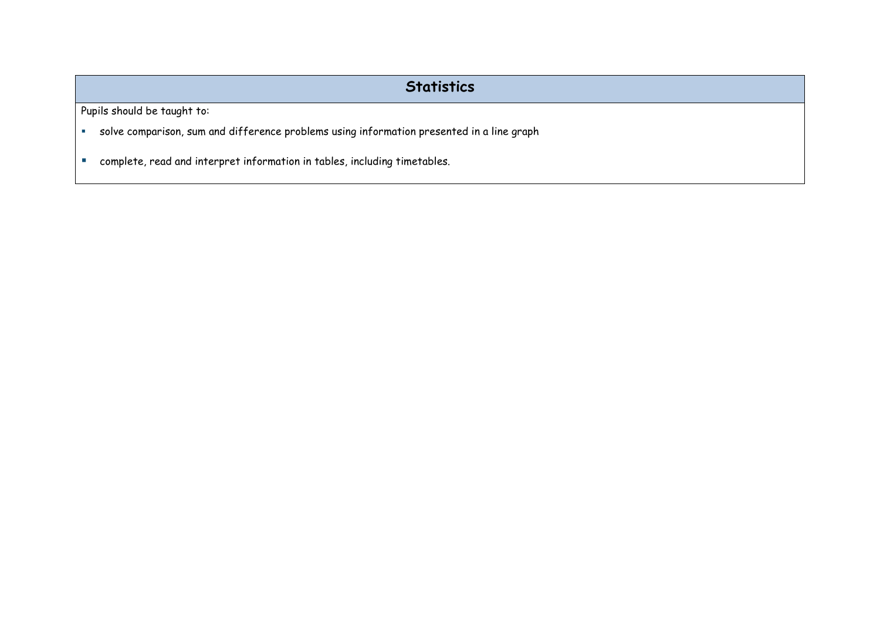## Statistics

Pupils should be taught to:

- solve comparison, sum and difference problems using information presented in a line graph
- complete, read and interpret information in tables, including timetables.